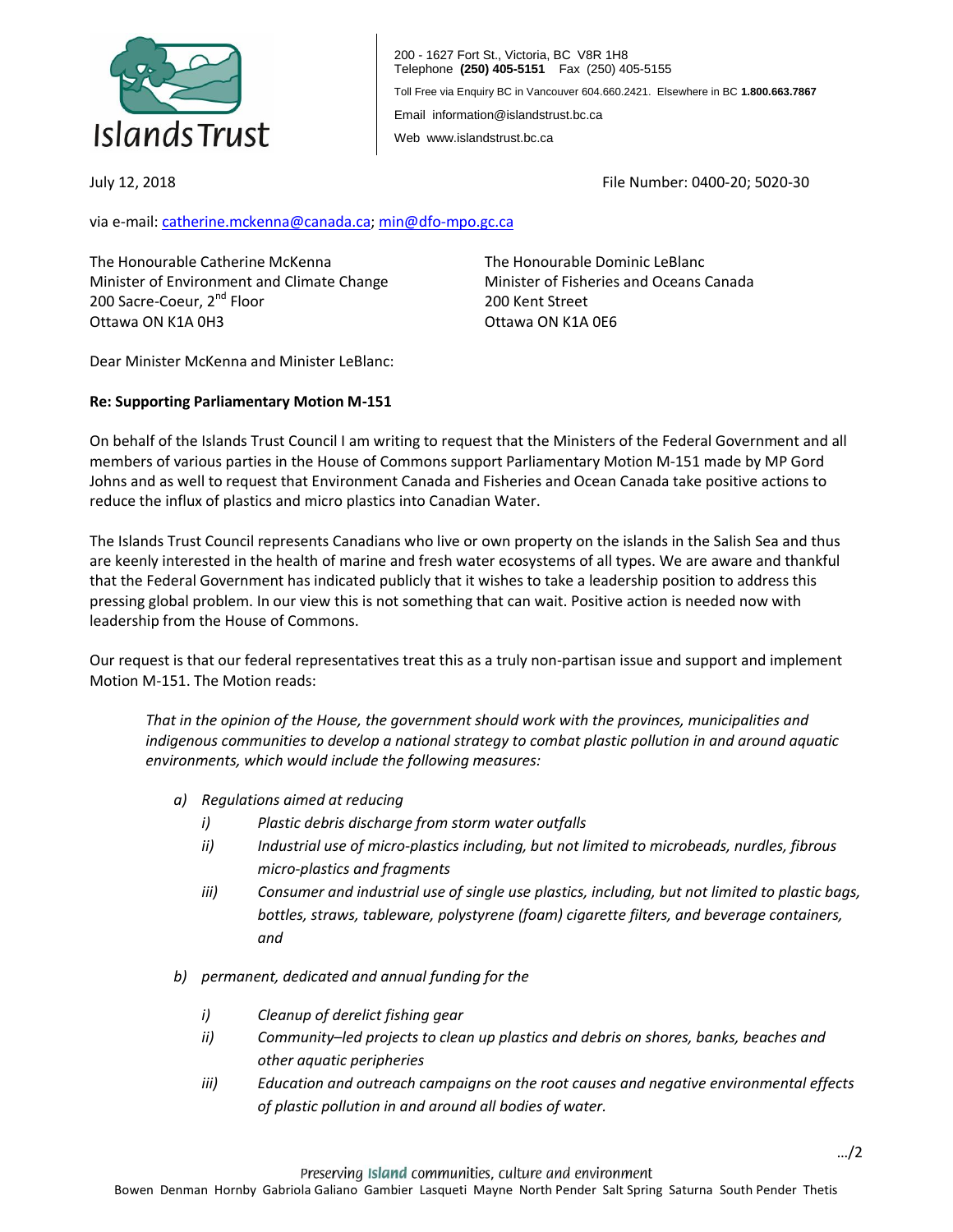Islands Trust

200 - 1627 Fort St., Victoria, BC V8R 1H8
Telephone **(250) 405-5151** Fax (250) 405-5155
Toll Free via Enquiry BC in Vancouver 604.660.2421. Elsewhere in BC **1.800.663.7867**
Email information@islandstrust.bc.ca
Web www.islandstrust.bc.ca

July 12, 2018

File Number: 0400-20; 5020-30

via e-mail: catherine.mckenna@canada.ca; min@dfo-mpo.gc.ca

The Honourable Catherine McKenna
Minister of Environment and Climate Change
200 Sacre-Coeur, 2nd Floor
Ottawa ON K1A 0H3

The Honourable Dominic LeBlanc
Minister of Fisheries and Oceans Canada
200 Kent Street
Ottawa ON K1A 0E6

Dear Minister McKenna and Minister LeBlanc:

**Re: Supporting Parliamentary Motion M-151**

On behalf of the Islands Trust Council I am writing to request that the Ministers of the Federal Government and all members of various parties in the House of Commons support Parliamentary Motion M-151 made by MP Gord Johns and as well to request that Environment Canada and Fisheries and Ocean Canada take positive actions to reduce the influx of plastics and micro plastics into Canadian Water.

The Islands Trust Council represents Canadians who live or own property on the islands in the Salish Sea and thus are keenly interested in the health of marine and fresh water ecosystems of all types. We are aware and thankful that the Federal Government has indicated publicly that it wishes to take a leadership position to address this pressing global problem. In our view this is not something that can wait. Positive action is needed now with leadership from the House of Commons.

Our request is that our federal representatives treat this as a truly non-partisan issue and support and implement Motion M-151. The Motion reads:

> *That in the opinion of the House, the government should work with the provinces, municipalities and indigenous communities to develop a national strategy to combat plastic pollution in and around aquatic environments, which would include the following measures:*
>
> *a) Regulations aimed at reducing*
> - *i) Plastic debris discharge from storm water outfalls*
> - *ii) Industrial use of micro-plastics including, but not limited to microbeads, nurdles, fibrous micro-plastics and fragments*
> - *iii) Consumer and industrial use of single use plastics, including, but not limited to plastic bags, bottles, straws, tableware, polystyrene (foam) cigarette filters, and beverage containers, and*
>
> *b) permanent, dedicated and annual funding for the*
> - *i) Cleanup of derelict fishing gear*
> - *ii) Community–led projects to clean up plastics and debris on shores, banks, beaches and other aquatic peripheries*
> - *iii) Education and outreach campaigns on the root causes and negative environmental effects of plastic pollution in and around all bodies of water.*

…/2

Preserving Island communities, culture and environment
Bowen Denman Hornby Gabriola Galiano Gambier Lasqueti Mayne North Pender Salt Spring Saturna South Pender Thetis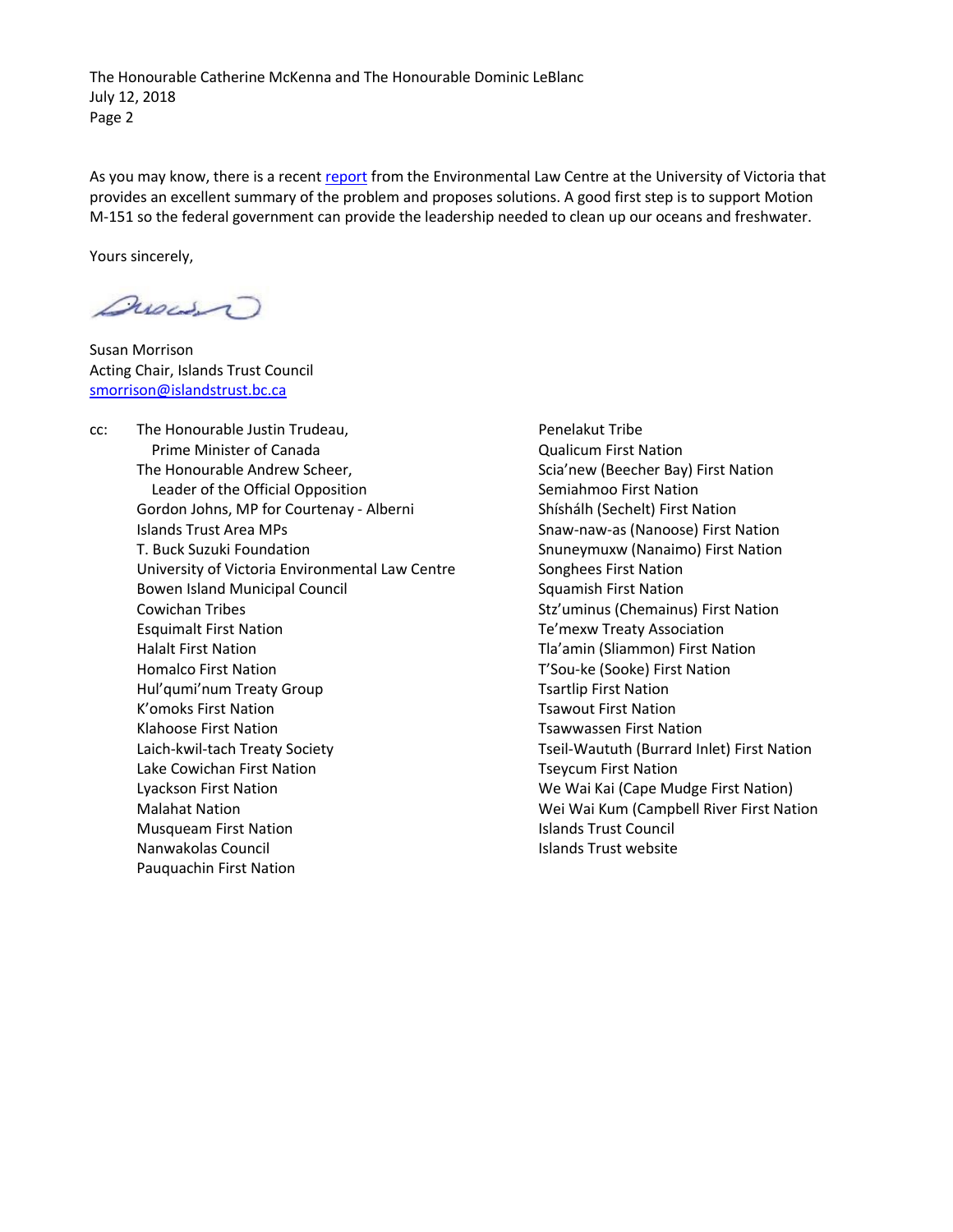As you may know, there is a recent report from the Environmental Law Centre at the University of Victoria that provides an excellent summary of the problem and proposes solutions. A good first step is to support Motion M-151 so the federal government can provide the leadership needed to clean up our oceans and freshwater.

Yours sincerely,

Susan Morrison
Acting Chair, Islands Trust Council
smorrison@islandstrust.bc.ca

cc:
The Honourable Justin Trudeau,
Prime Minister of Canada
The Honourable Andrew Scheer,
Leader of the Official Opposition
Gordon Johns, MP for Courtenay - Alberni
Islands Trust Area MPs
T. Buck Suzuki Foundation
University of Victoria Environmental Law Centre
Bowen Island Municipal Council
Cowichan Tribes
Esquimalt First Nation
Halalt First Nation
Homalco First Nation
Hul'qumi'num Treaty Group
K'omoks First Nation
Klahoose First Nation
Laich-kwil-tach Treaty Society
Lake Cowichan First Nation
Lyackson First Nation
Malahat Nation
Musqueam First Nation
Nanwakolas Council
Pauquachin First Nation
Penelakut Tribe
Qualicum First Nation
Scia'new (Beecher Bay) First Nation
Semiahmoo First Nation
Shíshálh (Sechelt) First Nation
Snaw-naw-as (Nanoose) First Nation
Snuneymuxw (Nanaimo) First Nation
Songhees First Nation
Squamish First Nation
Stz'uminus (Chemainus) First Nation
Te'mexw Treaty Association
Tla'amin (Sliammon) First Nation
T'Sou-ke (Sooke) First Nation
Tsartlip First Nation
Tsawout First Nation
Tsawwassen First Nation
Tseil-Waututh (Burrard Inlet) First Nation
Tseycum First Nation
We Wai Kai (Cape Mudge First Nation)
Wei Wai Kum (Campbell River First Nation
Islands Trust Council
Islands Trust website